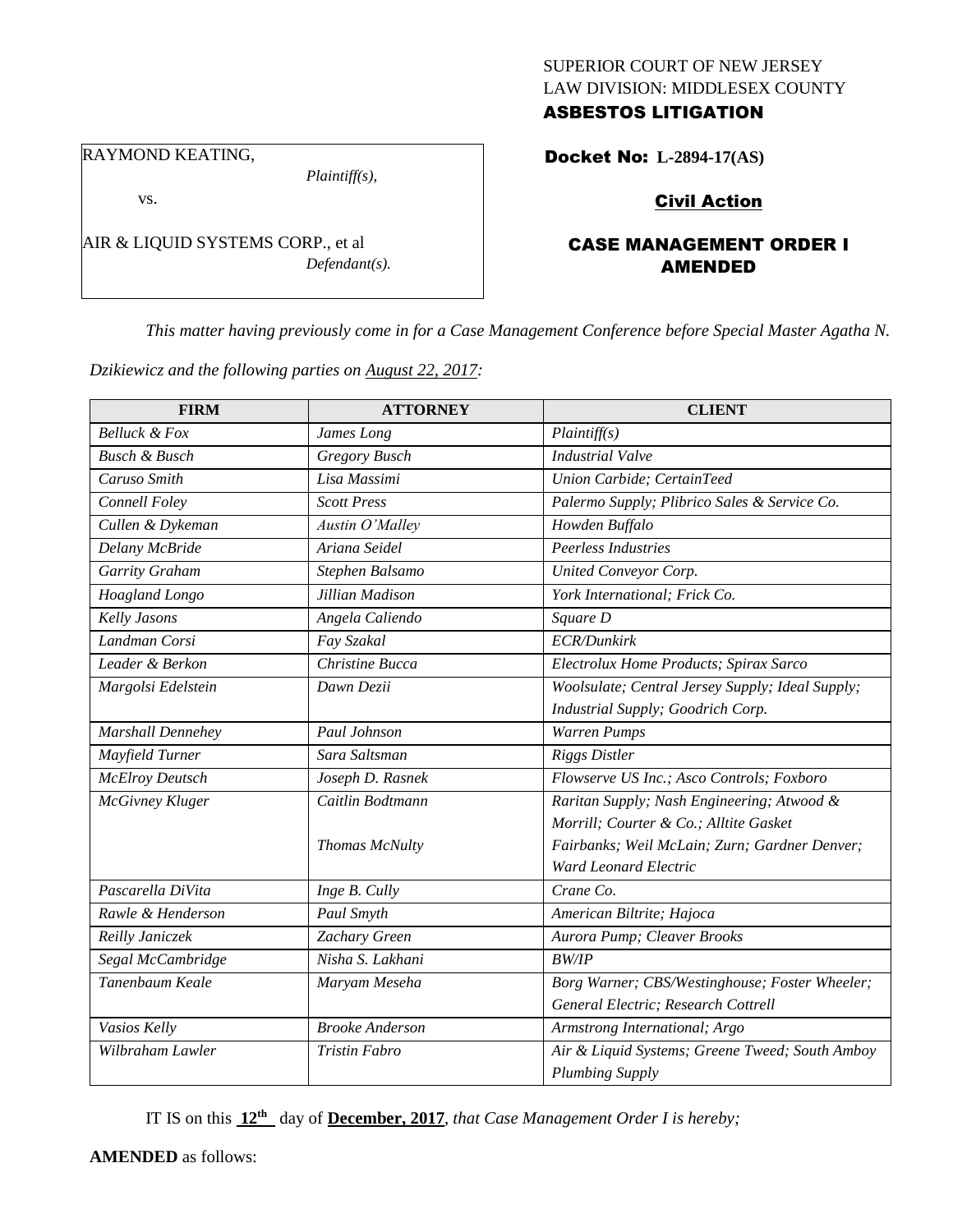SUPERIOR COURT OF NEW JERSEY
LAW DIVISION: MIDDLESEX COUNTY
**ASBESTOS LITIGATION**

RAYMOND KEATING,
*Plaintiff(s),*

vs.

AIR & LIQUID SYSTEMS CORP., et al
*Defendant(s).*

**Docket No: L-2894-17(AS)**

**Civil Action**

## CASE MANAGEMENT ORDER I AMENDED

*This matter having previously come in for a Case Management Conference before Special Master Agatha N. Dzikiewicz and the following parties on August 22, 2017:*

| FIRM | ATTORNEY | CLIENT |
|---|---|---|
| *Belluck & Fox* | *James Long* | *Plaintiff(s)* |
| *Busch & Busch* | *Gregory Busch* | *Industrial Valve* |
| *Caruso Smith* | *Lisa Massimi* | *Union Carbide; CertainTeed* |
| *Connell Foley* | *Scott Press* | *Palermo Supply; Plibrico Sales & Service Co.* |
| *Cullen & Dykeman* | *Austin O'Malley* | *Howden Buffalo* |
| *Delany McBride* | *Ariana Seidel* | *Peerless Industries* |
| *Garrity Graham* | *Stephen Balsamo* | *United Conveyor Corp.* |
| *Hoagland Longo* | *Jillian Madison* | *York International; Frick Co.* |
| *Kelly Jasons* | *Angela Caliendo* | *Square D* |
| *Landman Corsi* | *Fay Szakal* | *ECR/Dunkirk* |
| *Leader & Berkon* | *Christine Bucca* | *Electrolux Home Products; Spirax Sarco* |
| *Margolsi Edelstein* | *Dawn Dezii* | *Woolsulate; Central Jersey Supply; Ideal Supply; Industrial Supply; Goodrich Corp.* |
| *Marshall Dennehey* | *Paul Johnson* | *Warren Pumps* |
| *Mayfield Turner* | *Sara Saltsman* | *Riggs Distler* |
| *McElroy Deutsch* | *Joseph D. Rasnek* | *Flowserve US Inc.; Asco Controls; Foxboro* |
| *McGivney Kluger* | *Caitlin Bodtmann* | *Raritan Supply; Nash Engineering; Atwood & Morrill; Courter & Co.; Alltite Gasket* |
| | *Thomas McNulty* | *Fairbanks; Weil McLain; Zurn; Gardner Denver; Ward Leonard Electric* |
| *Pascarella DiVita* | *Inge B. Cully* | *Crane Co.* |
| *Rawle & Henderson* | *Paul Smyth* | *American Biltrite; Hajoca* |
| *Reilly Janiczek* | *Zachary Green* | *Aurora Pump; Cleaver Brooks* |
| *Segal McCambridge* | *Nisha S. Lakhani* | *BW/IP* |
| *Tanenbaum Keale* | *Maryam Meseha* | *Borg Warner; CBS/Westinghouse; Foster Wheeler; General Electric; Research Cottrell* |
| *Vasios Kelly* | *Brooke Anderson* | *Armstrong International; Argo* |
| *Wilbraham Lawler* | *Tristin Fabro* | *Air & Liquid Systems; Greene Tweed; South Amboy Plumbing Supply* |

IT IS on this **12th** day of **December, 2017**, *that Case Management Order I is hereby;*

**AMENDED** as follows: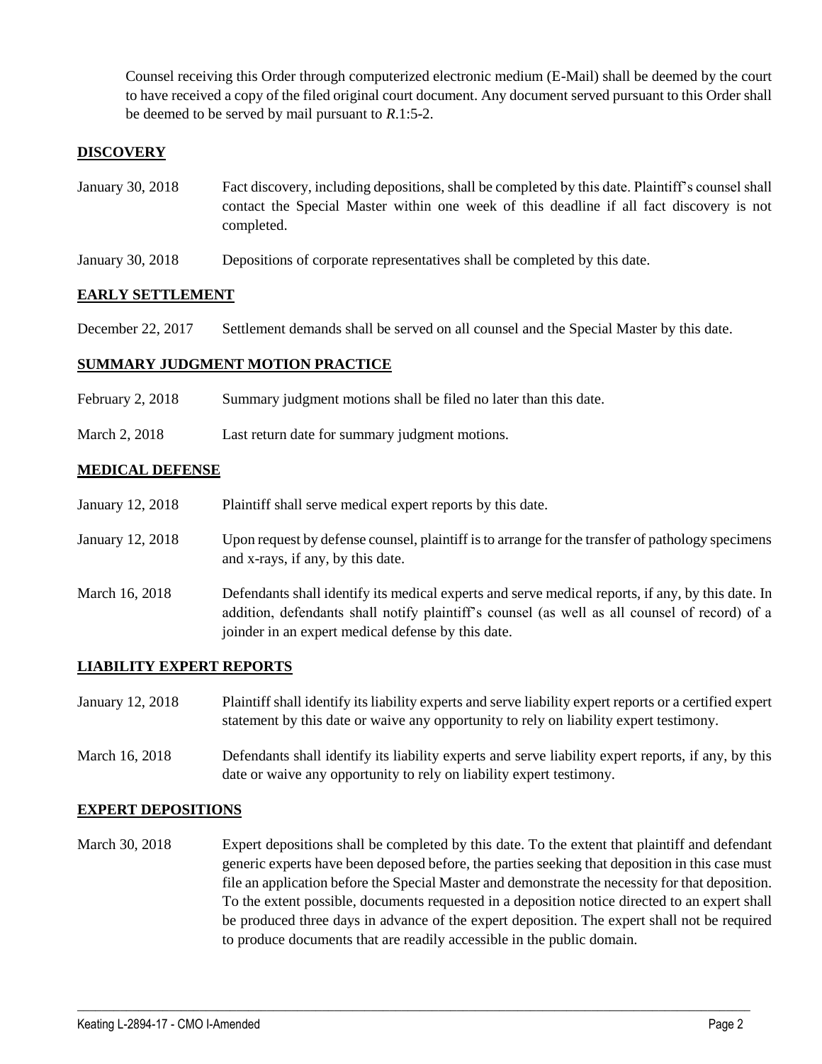Counsel receiving this Order through computerized electronic medium (E-Mail) shall be deemed by the court to have received a copy of the filed original court document. Any document served pursuant to this Order shall be deemed to be served by mail pursuant to *R*.1:5-2.

## DISCOVERY

| | |
|---|---|
| January 30, 2018 | Fact discovery, including depositions, shall be completed by this date. Plaintiff's counsel shall contact the Special Master within one week of this deadline if all fact discovery is not completed. |
| January 30, 2018 | Depositions of corporate representatives shall be completed by this date. |

## EARLY SETTLEMENT

| | |
|---|---|
| December 22, 2017 | Settlement demands shall be served on all counsel and the Special Master by this date. |

## SUMMARY JUDGMENT MOTION PRACTICE

| | |
|---|---|
| February 2, 2018 | Summary judgment motions shall be filed no later than this date. |
| March 2, 2018 | Last return date for summary judgment motions. |

## MEDICAL DEFENSE

| | |
|---|---|
| January 12, 2018 | Plaintiff shall serve medical expert reports by this date. |
| January 12, 2018 | Upon request by defense counsel, plaintiff is to arrange for the transfer of pathology specimens and x-rays, if any, by this date. |
| March 16, 2018 | Defendants shall identify its medical experts and serve medical reports, if any, by this date. In addition, defendants shall notify plaintiff's counsel (as well as all counsel of record) of a joinder in an expert medical defense by this date. |

## LIABILITY EXPERT REPORTS

| | |
|---|---|
| January 12, 2018 | Plaintiff shall identify its liability experts and serve liability expert reports or a certified expert statement by this date or waive any opportunity to rely on liability expert testimony. |
| March 16, 2018 | Defendants shall identify its liability experts and serve liability expert reports, if any, by this date or waive any opportunity to rely on liability expert testimony. |

## EXPERT DEPOSITIONS

| | |
|---|---|
| March 30, 2018 | Expert depositions shall be completed by this date. To the extent that plaintiff and defendant generic experts have been deposed before, the parties seeking that deposition in this case must file an application before the Special Master and demonstrate the necessity for that deposition. To the extent possible, documents requested in a deposition notice directed to an expert shall be produced three days in advance of the expert deposition. The expert shall not be required to produce documents that are readily accessible in the public domain. |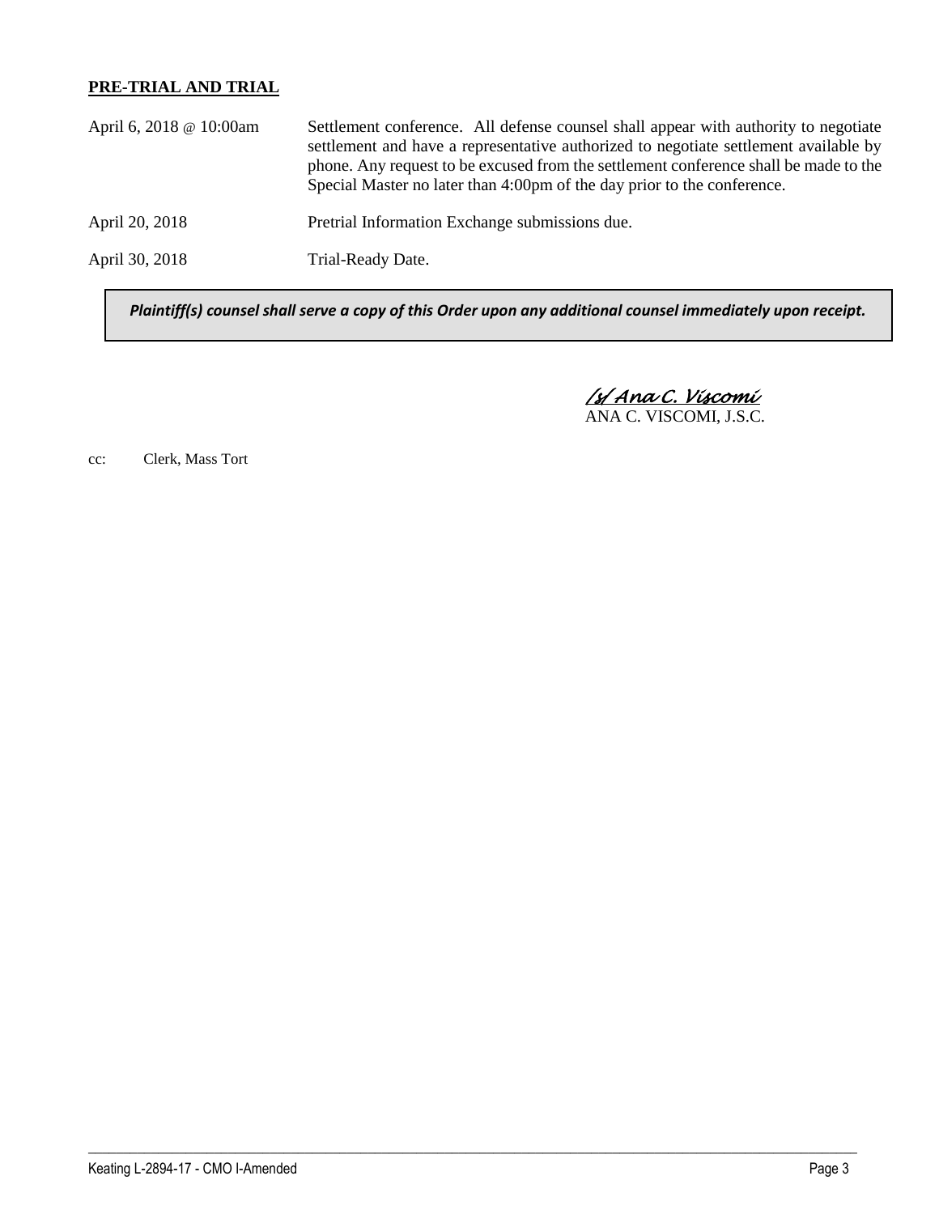**PRE-TRIAL AND TRIAL**

| | |
|---|---|
| April 6, 2018 @ 10:00am | Settlement conference. All defense counsel shall appear with authority to negotiate settlement and have a representative authorized to negotiate settlement available by phone. Any request to be excused from the settlement conference shall be made to the Special Master no later than 4:00pm of the day prior to the conference. |
| April 20, 2018 | Pretrial Information Exchange submissions due. |
| April 30, 2018 | Trial-Ready Date. |

***Plaintiff(s) counsel shall serve a copy of this Order upon any additional counsel immediately upon receipt.***

/s/ Ana C. Viscomi
ANA C. VISCOMI, J.S.C.

cc: Clerk, Mass Tort